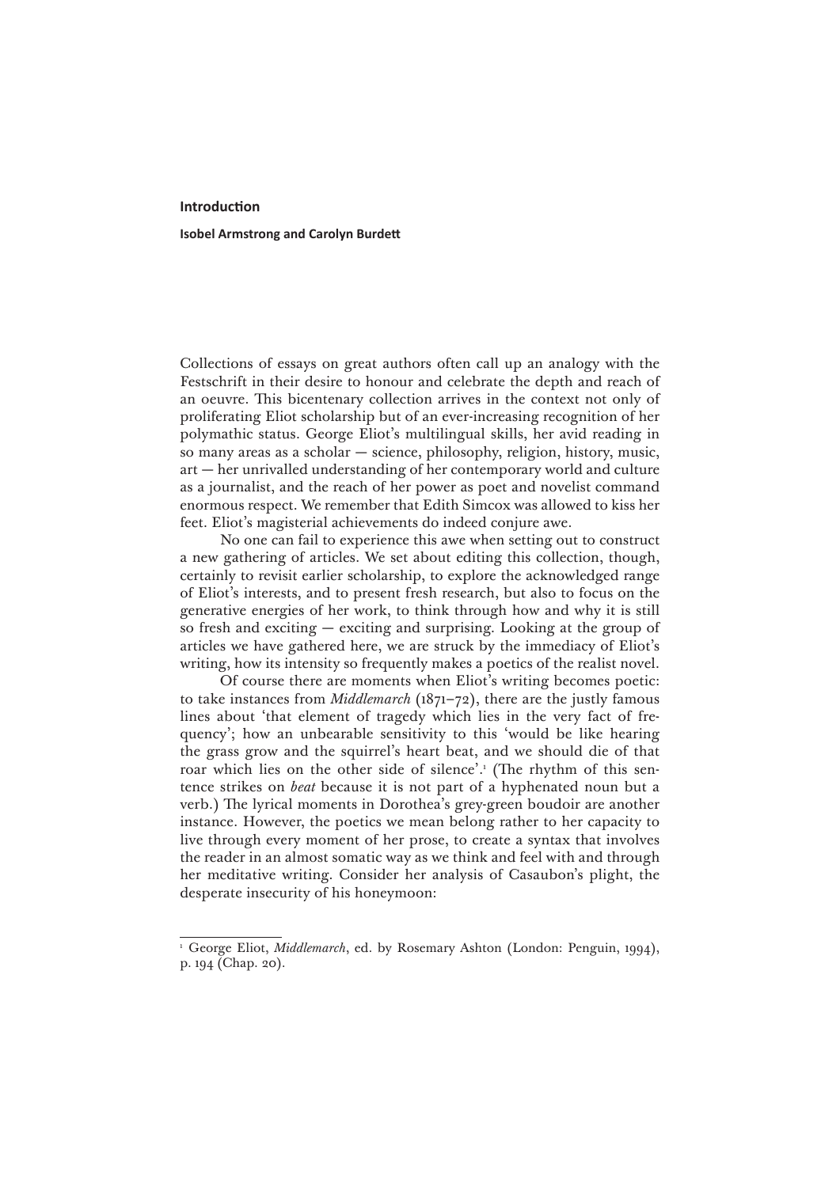# Introduction

**Isobel Armstrong and Carolyn Burdett**

Collections of essays on great authors often call up an analogy with the Festschrift in their desire to honour and celebrate the depth and reach of an oeuvre. This bicentenary collection arrives in the context not only of proliferating Eliot scholarship but of an ever-increasing recognition of her polymathic status. George Eliot's multilingual skills, her avid reading in so many areas as a scholar — science, philosophy, religion, history, music, art — her unrivalled understanding of her contemporary world and culture as a journalist, and the reach of her power as poet and novelist command enormous respect. We remember that Edith Simcox was allowed to kiss her feet. Eliot's magisterial achievements do indeed conjure awe.

No one can fail to experience this awe when setting out to construct a new gathering of articles. We set about editing this collection, though, certainly to revisit earlier scholarship, to explore the acknowledged range of Eliot's interests, and to present fresh research, but also to focus on the generative energies of her work, to think through how and why it is still so fresh and exciting — exciting and surprising. Looking at the group of articles we have gathered here, we are struck by the immediacy of Eliot's writing, how its intensity so frequently makes a poetics of the realist novel.

Of course there are moments when Eliot's writing becomes poetic: to take instances from *Middlemarch* (1871–72), there are the justly famous lines about 'that element of tragedy which lies in the very fact of frequency'; how an unbearable sensitivity to this 'would be like hearing the grass grow and the squirrel's heart beat, and we should die of that roar which lies on the other side of silence'.[1] (The rhythm of this sentence strikes on *beat* because it is not part of a hyphenated noun but a verb.) The lyrical moments in Dorothea's grey-green boudoir are another instance. However, the poetics we mean belong rather to her capacity to live through every moment of her prose, to create a syntax that involves the reader in an almost somatic way as we think and feel with and through her meditative writing. Consider her analysis of Casaubon's plight, the desperate insecurity of his honeymoon:

---

[1] George Eliot, *Middlemarch*, ed. by Rosemary Ashton (London: Penguin, 1994), p. 194 (Chap. 20).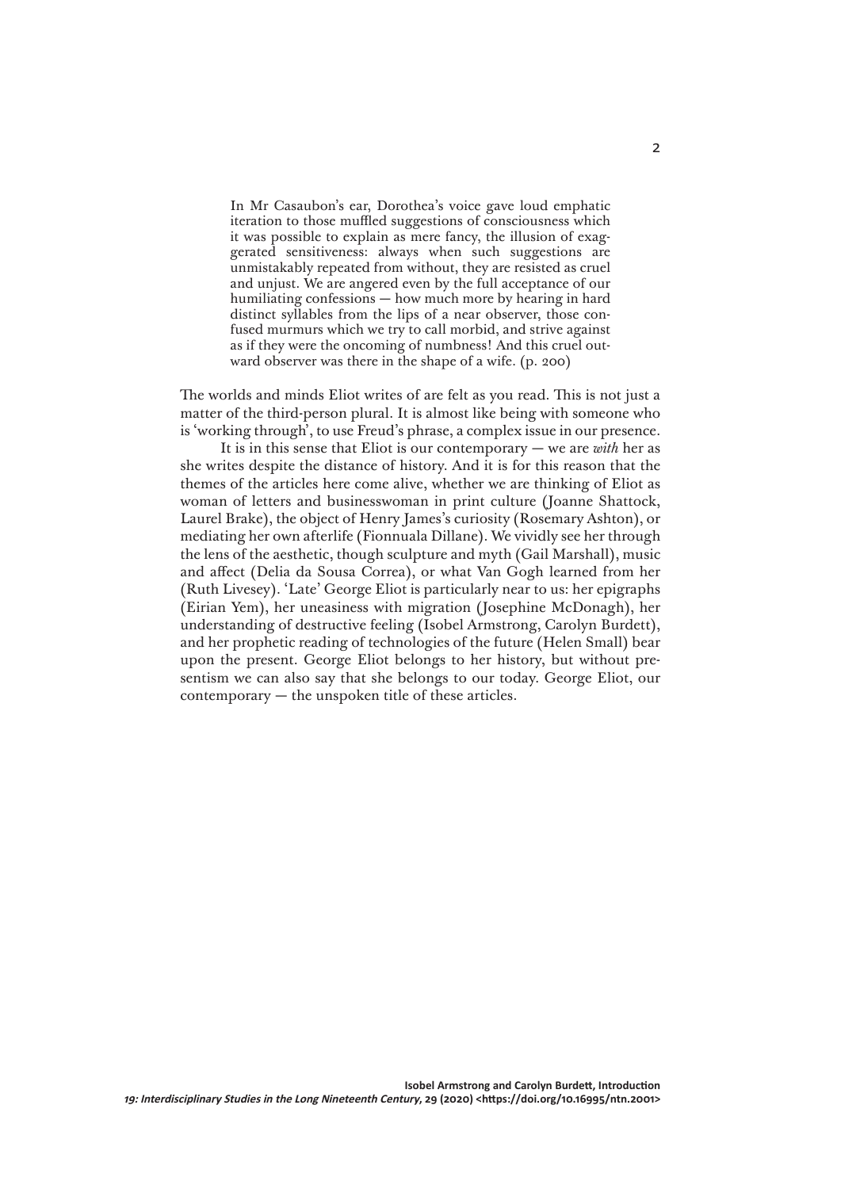> In Mr Casaubon's ear, Dorothea's voice gave loud emphatic iteration to those muffled suggestions of consciousness which it was possible to explain as mere fancy, the illusion of exaggerated sensitiveness: always when such suggestions are unmistakably repeated from without, they are resisted as cruel and unjust. We are angered even by the full acceptance of our humiliating confessions — how much more by hearing in hard distinct syllables from the lips of a near observer, those confused murmurs which we try to call morbid, and strive against as if they were the oncoming of numbness! And this cruel outward observer was there in the shape of a wife. (p. 200)

The worlds and minds Eliot writes of are felt as you read. This is not just a matter of the third-person plural. It is almost like being with someone who is 'working through', to use Freud's phrase, a complex issue in our presence.

It is in this sense that Eliot is our contemporary — we are *with* her as she writes despite the distance of history. And it is for this reason that the themes of the articles here come alive, whether we are thinking of Eliot as woman of letters and businesswoman in print culture (Joanne Shattock, Laurel Brake), the object of Henry James's curiosity (Rosemary Ashton), or mediating her own afterlife (Fionnuala Dillane). We vividly see her through the lens of the aesthetic, though sculpture and myth (Gail Marshall), music and affect (Delia da Sousa Correa), or what Van Gogh learned from her (Ruth Livesey). 'Late' George Eliot is particularly near to us: her epigraphs (Eirian Yem), her uneasiness with migration (Josephine McDonagh), her understanding of destructive feeling (Isobel Armstrong, Carolyn Burdett), and her prophetic reading of technologies of the future (Helen Small) bear upon the present. George Eliot belongs to her history, but without presentism we can also say that she belongs to our today. George Eliot, our contemporary — the unspoken title of these articles.